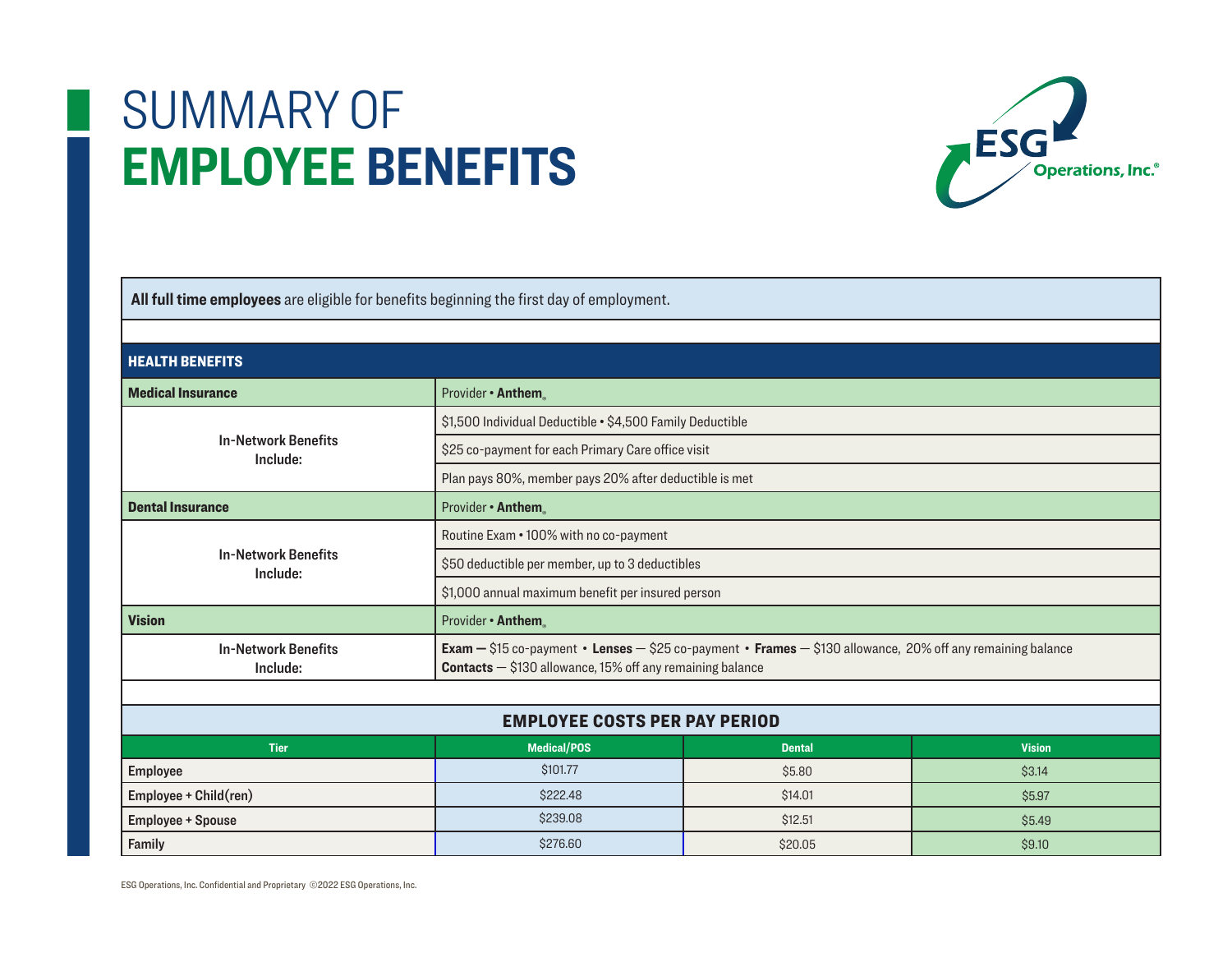# SUMMARY OF EMPLOYEE BENEFITS

ESG Operations, Inc.®

**All full time employees** are eligible for benefits beginning the first day of employment.

## HEALTH BENEFITS

| **Medical Insurance** | Provider • **Anthem**® |
|---|---|
| In-Network Benefits Include: | $1,500 Individual Deductible • $4,500 Family Deductible |
| | $25 co-payment for each Primary Care office visit |
| | Plan pays 80%, member pays 20% after deductible is met |
| **Dental Insurance** | Provider • **Anthem**® |
| In-Network Benefits Include: | Routine Exam • 100% with no co-payment |
| | $50 deductible per member, up to 3 deductibles |
| | $1,000 annual maximum benefit per insured person |
| **Vision** | Provider • **Anthem**® |
| In-Network Benefits Include: | **Exam —** $15 co-payment • **Lenses** — $25 co-payment • **Frames** — $130 allowance, 20% off any remaining balance **Contacts** — $130 allowance, 15% off any remaining balance |

## EMPLOYEE COSTS PER PAY PERIOD

| Tier | Medical/POS | Dental | Vision |
|---|---|---|---|
| Employee | $101.77 | $5.80 | $3.14 |
| Employee + Child(ren) | $222.48 | $14.01 | $5.97 |
| Employee + Spouse | $239.08 | $12.51 | $5.49 |
| Family | $276.60 | $20.05 | $9.10 |

ESG Operations, Inc. Confidential and Proprietary ©2022 ESG Operations, Inc.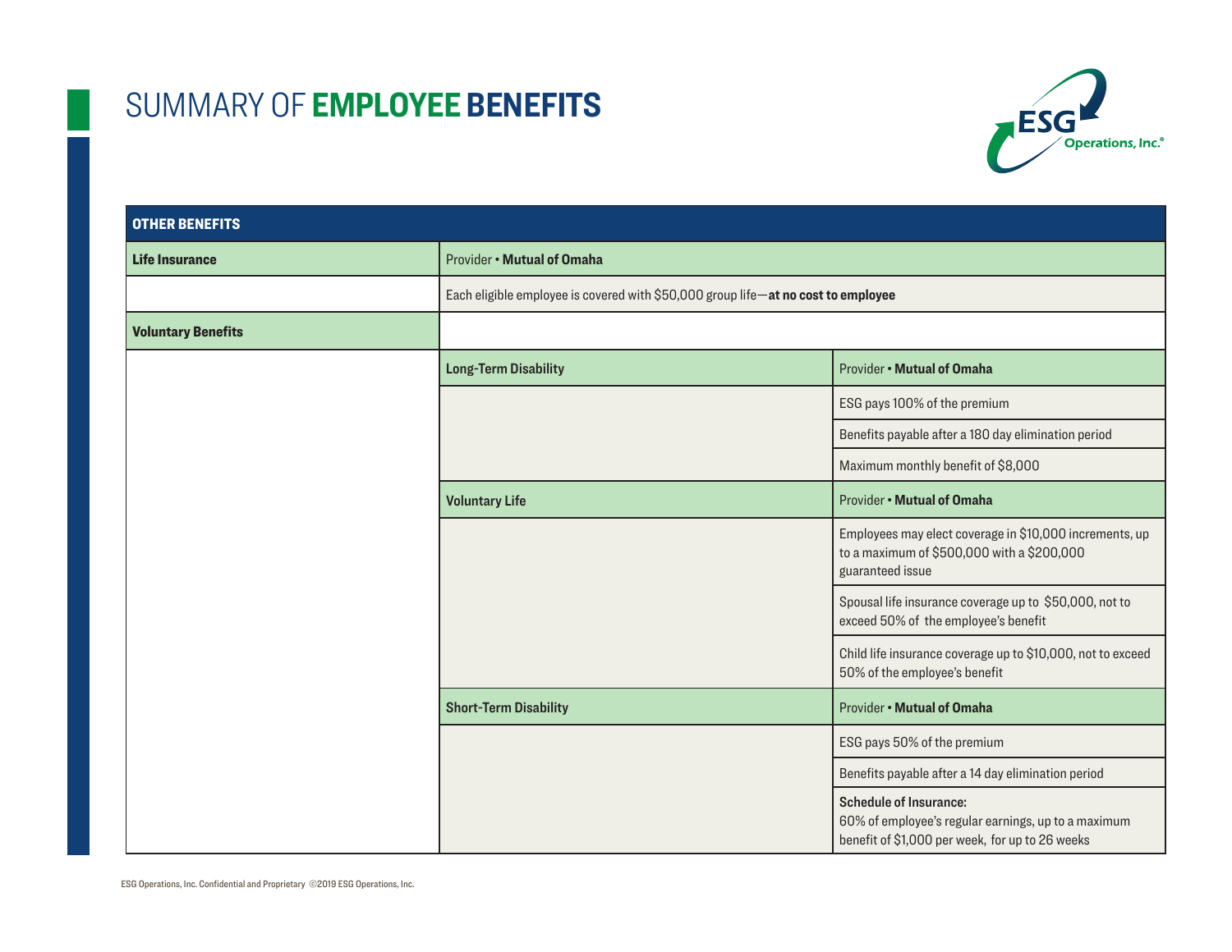# SUMMARY OF **EMPLOYEE BENEFITS**

| **OTHER BENEFITS** | | |
|---|---|---|
| **Life Insurance** | Provider • **Mutual of Omaha** | |
| | Each eligible employee is covered with $50,000 group life—**at no cost to employee** | |
| **Voluntary Benefits** | | |
| | **Long-Term Disability** | Provider • **Mutual of Omaha** |
| | | ESG pays 100% of the premium |
| | | Benefits payable after a 180 day elimination period |
| | | Maximum monthly benefit of $8,000 |
| | **Voluntary Life** | Provider • **Mutual of Omaha** |
| | | Employees may elect coverage in $10,000 increments, up to a maximum of $500,000 with a $200,000 guaranteed issue |
| | | Spousal life insurance coverage up to $50,000, not to exceed 50% of the employee's benefit |
| | | Child life insurance coverage up to $10,000, not to exceed 50% of the employee's benefit |
| | **Short-Term Disability** | Provider • **Mutual of Omaha** |
| | | ESG pays 50% of the premium |
| | | Benefits payable after a 14 day elimination period |
| | | **Schedule of Insurance:** 60% of employee's regular earnings, up to a maximum benefit of $1,000 per week, for up to 26 weeks |

ESG Operations, Inc. Confidential and Proprietary ©2019 ESG Operations, Inc.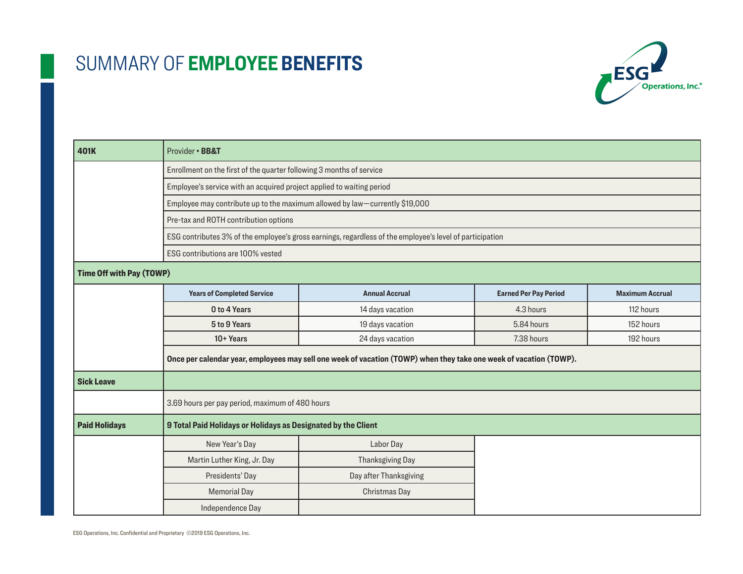# SUMMARY OF **EMPLOYEE BENEFITS**

ESG Operations, Inc.®

## 401K

Provider • **BB&T**

- Enrollment on the first of the quarter following 3 months of service
- Employee's service with an acquired project applied to waiting period
- Employee may contribute up to the maximum allowed by law—currently $19,000
- Pre-tax and ROTH contribution options
- ESG contributes 3% of the employee's gross earnings, regardless of the employee's level of participation
- ESG contributions are 100% vested

## Time Off with Pay (TOWP)

| Years of Completed Service | Annual Accrual | Earned Per Pay Period | Maximum Accrual |
|---|---|---|---|
| **0 to 4 Years** | 14 days vacation | 4.3 hours | 112 hours |
| **5 to 9 Years** | 19 days vacation | 5.84 hours | 152 hours |
| **10+ Years** | 24 days vacation | 7.38 hours | 192 hours |

**Once per calendar year, employees may sell one week of vacation (TOWP) when they take one week of vacation (TOWP).**

## Sick Leave

3.69 hours per pay period, maximum of 480 hours

## Paid Holidays

**9 Total Paid Holidays or Holidays as Designated by the Client**

| | |
|---|---|
| New Year's Day | Labor Day |
| Martin Luther King, Jr. Day | Thanksgiving Day |
| Presidents' Day | Day after Thanksgiving |
| Memorial Day | Christmas Day |
| Independence Day | |

ESG Operations, Inc. Confidential and Proprietary ©2019 ESG Operations, Inc.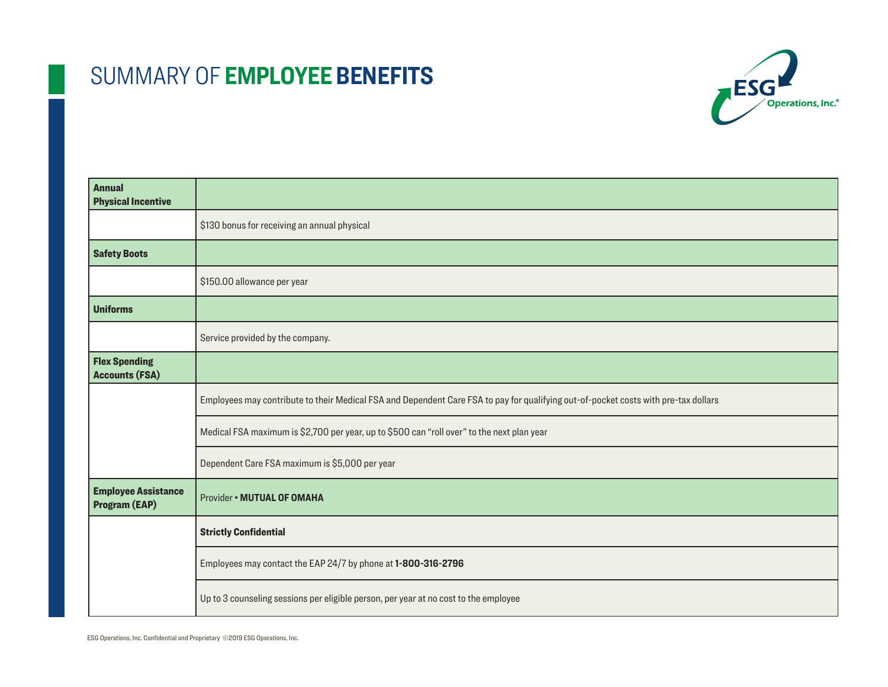# SUMMARY OF **EMPLOYEE BENEFITS**

| | |
|---|---|
| **Annual Physical Incentive** | |
| | $130 bonus for receiving an annual physical |
| **Safety Boots** | |
| | $150.00 allowance per year |
| **Uniforms** | |
| | Service provided by the company. |
| **Flex Spending Accounts (FSA)** | |
| | Employees may contribute to their Medical FSA and Dependent Care FSA to pay for qualifying out-of-pocket costs with pre-tax dollars |
| | Medical FSA maximum is $2,700 per year, up to $500 can "roll over" to the next plan year |
| | Dependent Care FSA maximum is $5,000 per year |
| **Employee Assistance Program (EAP)** | Provider • **MUTUAL OF OMAHA** |
| | **Strictly Confidential** |
| | Employees may contact the EAP 24/7 by phone at **1-800-316-2796** |
| | Up to 3 counseling sessions per eligible person, per year at no cost to the employee |

ESG Operations, Inc. Confidential and Proprietary ©2019 ESG Operations, Inc.